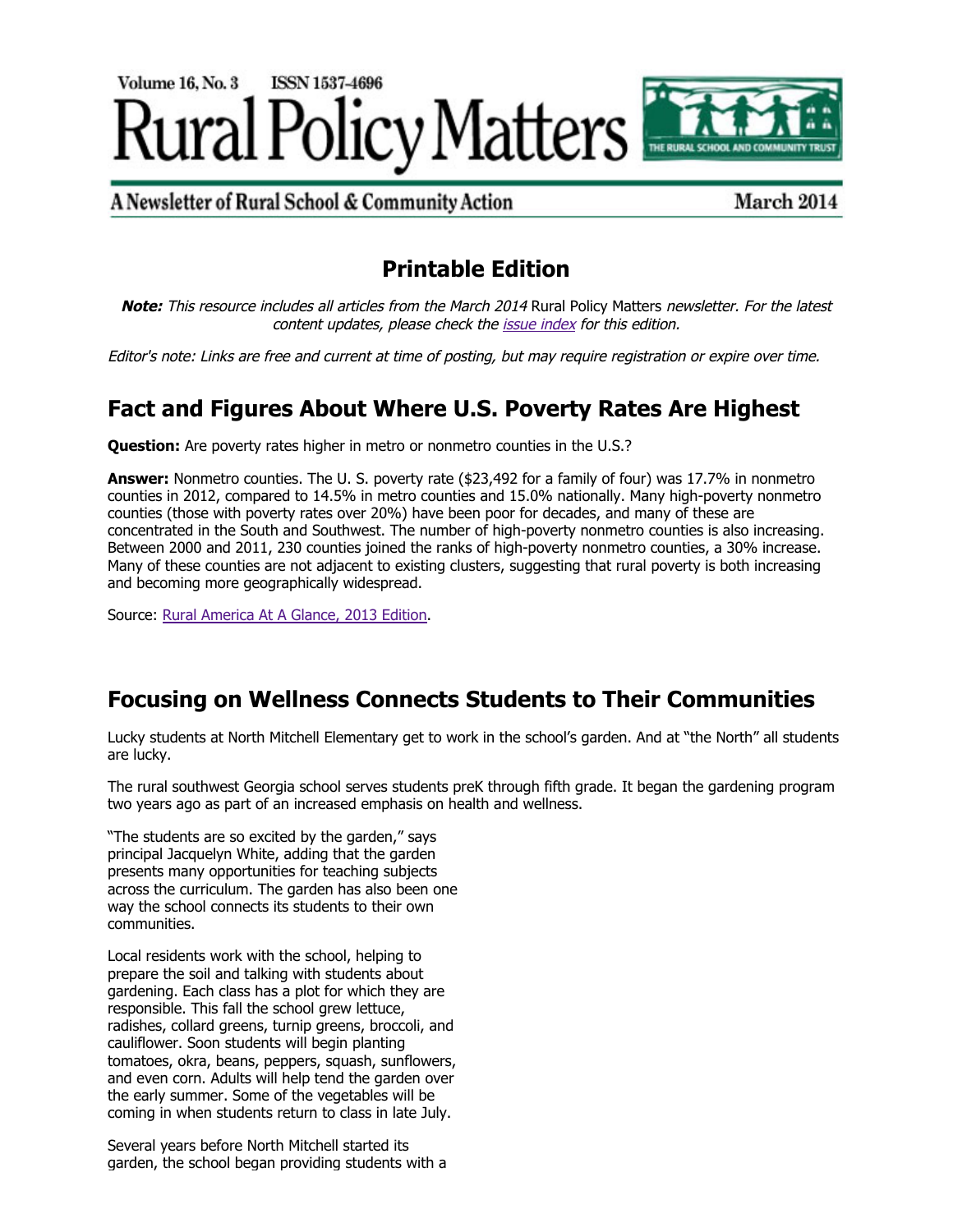Volume 16, No. 3 ISSN 1537-4696

# Rural Policy Matters

A Newsletter of Rural School & Community Action

March 2014

## Printable Edition

***Note:** This resource includes all articles from the March 2014* Rural Policy Matters *newsletter. For the latest content updates, please check the [issue index] for this edition.*

*Editor's note: Links are free and current at time of posting, but may require registration or expire over time.*

## Fact and Figures About Where U.S. Poverty Rates Are Highest

**Question:** Are poverty rates higher in metro or nonmetro counties in the U.S.?

**Answer:** Nonmetro counties. The U. S. poverty rate ($23,492 for a family of four) was 17.7% in nonmetro counties in 2012, compared to 14.5% in metro counties and 15.0% nationally. Many high-poverty nonmetro counties (those with poverty rates over 20%) have been poor for decades, and many of these are concentrated in the South and Southwest. The number of high-poverty nonmetro counties is also increasing. Between 2000 and 2011, 230 counties joined the ranks of high-poverty nonmetro counties, a 30% increase. Many of these counties are not adjacent to existing clusters, suggesting that rural poverty is both increasing and becoming more geographically widespread.

Source: [Rural America At A Glance, 2013 Edition].

## Focusing on Wellness Connects Students to Their Communities

Lucky students at North Mitchell Elementary get to work in the school's garden. And at "the North" all students are lucky.

The rural southwest Georgia school serves students preK through fifth grade. It began the gardening program two years ago as part of an increased emphasis on health and wellness.

"The students are so excited by the garden," says principal Jacquelyn White, adding that the garden presents many opportunities for teaching subjects across the curriculum. The garden has also been one way the school connects its students to their own communities.

Local residents work with the school, helping to prepare the soil and talking with students about gardening. Each class has a plot for which they are responsible. This fall the school grew lettuce, radishes, collard greens, turnip greens, broccoli, and cauliflower. Soon students will begin planting tomatoes, okra, beans, peppers, squash, sunflowers, and even corn. Adults will help tend the garden over the early summer. Some of the vegetables will be coming in when students return to class in late July.

Several years before North Mitchell started its garden, the school began providing students with a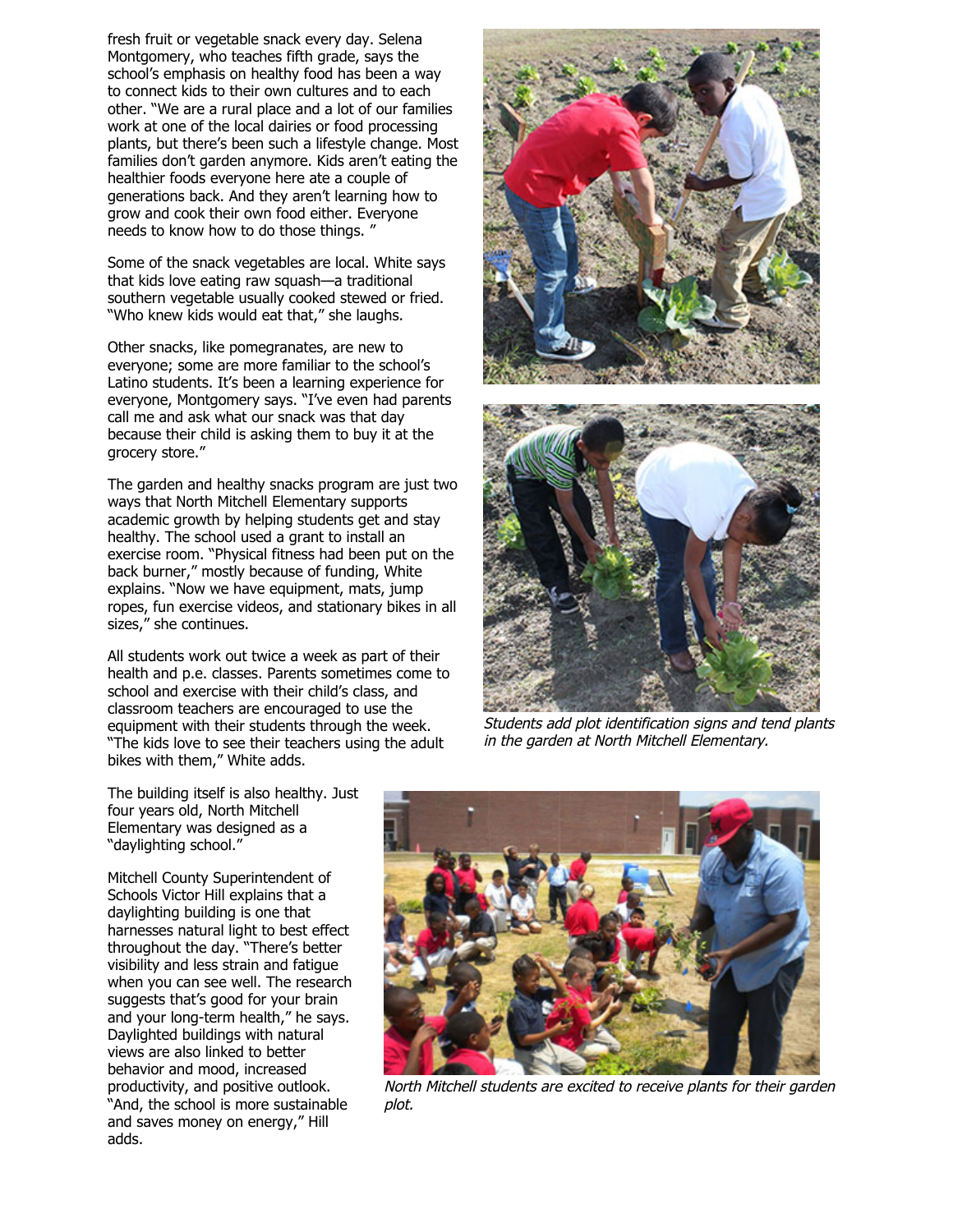fresh fruit or vegetable snack every day. Selena Montgomery, who teaches fifth grade, says the school's emphasis on healthy food has been a way to connect kids to their own cultures and to each other. "We are a rural place and a lot of our families work at one of the local dairies or food processing plants, but there's been such a lifestyle change. Most families don't garden anymore. Kids aren't eating the healthier foods everyone here ate a couple of generations back. And they aren't learning how to grow and cook their own food either. Everyone needs to know how to do those things. "

Some of the snack vegetables are local. White says that kids love eating raw squash—a traditional southern vegetable usually cooked stewed or fried. "Who knew kids would eat that," she laughs.

Other snacks, like pomegranates, are new to everyone; some are more familiar to the school's Latino students. It's been a learning experience for everyone, Montgomery says. "I've even had parents call me and ask what our snack was that day because their child is asking them to buy it at the grocery store."

The garden and healthy snacks program are just two ways that North Mitchell Elementary supports academic growth by helping students get and stay healthy. The school used a grant to install an exercise room. "Physical fitness had been put on the back burner," mostly because of funding, White explains. "Now we have equipment, mats, jump ropes, fun exercise videos, and stationary bikes in all sizes," she continues.

All students work out twice a week as part of their health and p.e. classes. Parents sometimes come to school and exercise with their child's class, and classroom teachers are encouraged to use the equipment with their students through the week. "The kids love to see their teachers using the adult bikes with them," White adds.

*Students add plot identification signs and tend plants in the garden at North Mitchell Elementary.*

The building itself is also healthy. Just four years old, North Mitchell Elementary was designed as a "daylighting school."

Mitchell County Superintendent of Schools Victor Hill explains that a daylighting building is one that harnesses natural light to best effect throughout the day. "There's better visibility and less strain and fatigue when you can see well. The research suggests that's good for your brain and your long-term health," he says. Daylighted buildings with natural views are also linked to better behavior and mood, increased productivity, and positive outlook. "And, the school is more sustainable and saves money on energy," Hill adds.

*North Mitchell students are excited to receive plants for their garden plot.*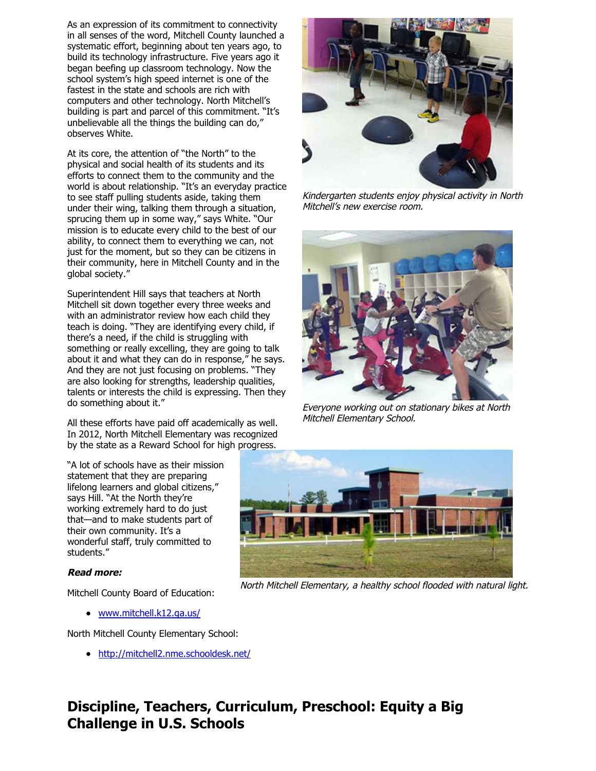As an expression of its commitment to connectivity in all senses of the word, Mitchell County launched a systematic effort, beginning about ten years ago, to build its technology infrastructure. Five years ago it began beefing up classroom technology. Now the school system's high speed internet is one of the fastest in the state and schools are rich with computers and other technology. North Mitchell's building is part and parcel of this commitment. "It's unbelievable all the things the building can do," observes White.

At its core, the attention of "the North" to the physical and social health of its students and its efforts to connect them to the community and the world is about relationship. "It's an everyday practice to see staff pulling students aside, taking them under their wing, talking them through a situation, sprucing them up in some way," says White. "Our mission is to educate every child to the best of our ability, to connect them to everything we can, not just for the moment, but so they can be citizens in their community, here in Mitchell County and in the global society."

Superintendent Hill says that teachers at North Mitchell sit down together every three weeks and with an administrator review how each child they teach is doing. "They are identifying every child, if there's a need, if the child is struggling with something or really excelling, they are going to talk about it and what they can do in response," he says. And they are not just focusing on problems. "They are also looking for strengths, leadership qualities, talents or interests the child is expressing. Then they do something about it."

All these efforts have paid off academically as well. In 2012, North Mitchell Elementary was recognized by the state as a Reward School for high progress.

"A lot of schools have as their mission statement that they are preparing lifelong learners and global citizens," says Hill. "At the North they're working extremely hard to do just that—and to make students part of their own community. It's a wonderful staff, truly committed to students."

*Kindergarten students enjoy physical activity in North Mitchell's new exercise room.*

*Everyone working out on stationary bikes at North Mitchell Elementary School.*

*North Mitchell Elementary, a healthy school flooded with natural light.*

***Read more:***

Mitchell County Board of Education:

- www.mitchell.k12.ga.us/

North Mitchell County Elementary School:

- http://mitchell2.nme.schooldesk.net/

## Discipline, Teachers, Curriculum, Preschool: Equity a Big Challenge in U.S. Schools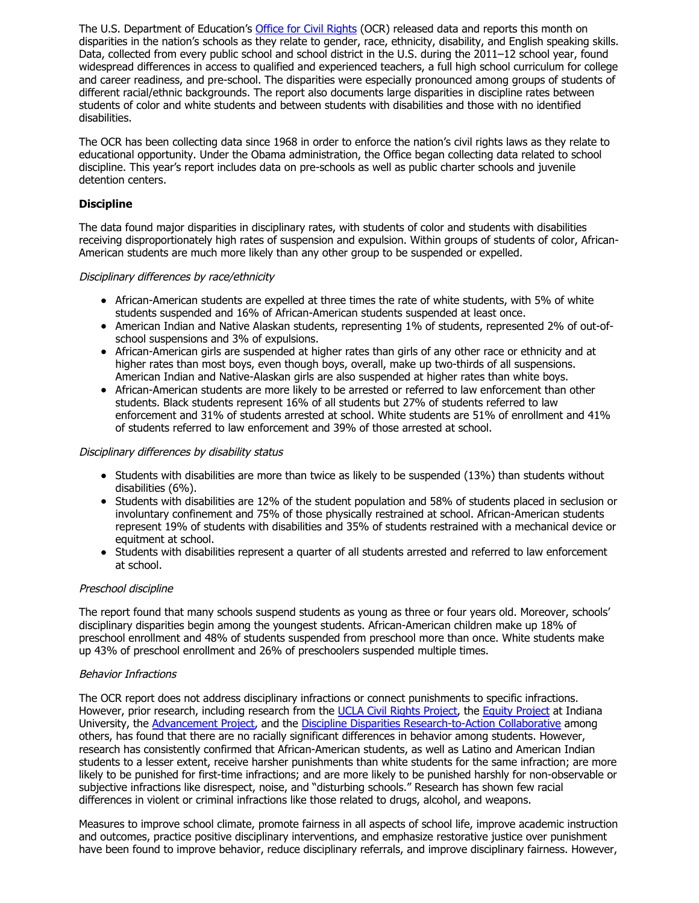The U.S. Department of Education's [Office for Civil Rights](#) (OCR) released data and reports this month on disparities in the nation's schools as they relate to gender, race, ethnicity, disability, and English speaking skills. Data, collected from every public school and school district in the U.S. during the 2011–12 school year, found widespread differences in access to qualified and experienced teachers, a full high school curriculum for college and career readiness, and pre-school. The disparities were especially pronounced among groups of students of different racial/ethnic backgrounds. The report also documents large disparities in discipline rates between students of color and white students and between students with disabilities and those with no identified disabilities.

The OCR has been collecting data since 1968 in order to enforce the nation's civil rights laws as they relate to educational opportunity. Under the Obama administration, the Office began collecting data related to school discipline. This year's report includes data on pre-schools as well as public charter schools and juvenile detention centers.

### Discipline

The data found major disparities in disciplinary rates, with students of color and students with disabilities receiving disproportionately high rates of suspension and expulsion. Within groups of students of color, African-American students are much more likely than any other group to be suspended or expelled.

*Disciplinary differences by race/ethnicity*

- African-American students are expelled at three times the rate of white students, with 5% of white students suspended and 16% of African-American students suspended at least once.
- American Indian and Native Alaskan students, representing 1% of students, represented 2% of out-of-school suspensions and 3% of expulsions.
- African-American girls are suspended at higher rates than girls of any other race or ethnicity and at higher rates than most boys, even though boys, overall, make up two-thirds of all suspensions. American Indian and Native-Alaskan girls are also suspended at higher rates than white boys.
- African-American students are more likely to be arrested or referred to law enforcement than other students. Black students represent 16% of all students but 27% of students referred to law enforcement and 31% of students arrested at school. White students are 51% of enrollment and 41% of students referred to law enforcement and 39% of those arrested at school.

*Disciplinary differences by disability status*

- Students with disabilities are more than twice as likely to be suspended (13%) than students without disabilities (6%).
- Students with disabilities are 12% of the student population and 58% of students placed in seclusion or involuntary confinement and 75% of those physically restrained at school. African-American students represent 19% of students with disabilities and 35% of students restrained with a mechanical device or equitment at school.
- Students with disabilities represent a quarter of all students arrested and referred to law enforcement at school.

*Preschool discipline*

The report found that many schools suspend students as young as three or four years old. Moreover, schools' disciplinary disparities begin among the youngest students. African-American children make up 18% of preschool enrollment and 48% of students suspended from preschool more than once. White students make up 43% of preschool enrollment and 26% of preschoolers suspended multiple times.

*Behavior Infractions*

The OCR report does not address disciplinary infractions or connect punishments to specific infractions. However, prior research, including research from the [UCLA Civil Rights Project](#), the [Equity Project](#) at Indiana University, the [Advancement Project](#), and the [Discipline Disparities Research-to-Action Collaborative](#) among others, has found that there are no racially significant differences in behavior among students. However, research has consistently confirmed that African-American students, as well as Latino and American Indian students to a lesser extent, receive harsher punishments than white students for the same infraction; are more likely to be punished for first-time infractions; and are more likely to be punished harshly for non-observable or subjective infractions like disrespect, noise, and "disturbing schools." Research has shown few racial differences in violent or criminal infractions like those related to drugs, alcohol, and weapons.

Measures to improve school climate, promote fairness in all aspects of school life, improve academic instruction and outcomes, practice positive disciplinary interventions, and emphasize restorative justice over punishment have been found to improve behavior, reduce disciplinary referrals, and improve disciplinary fairness. However,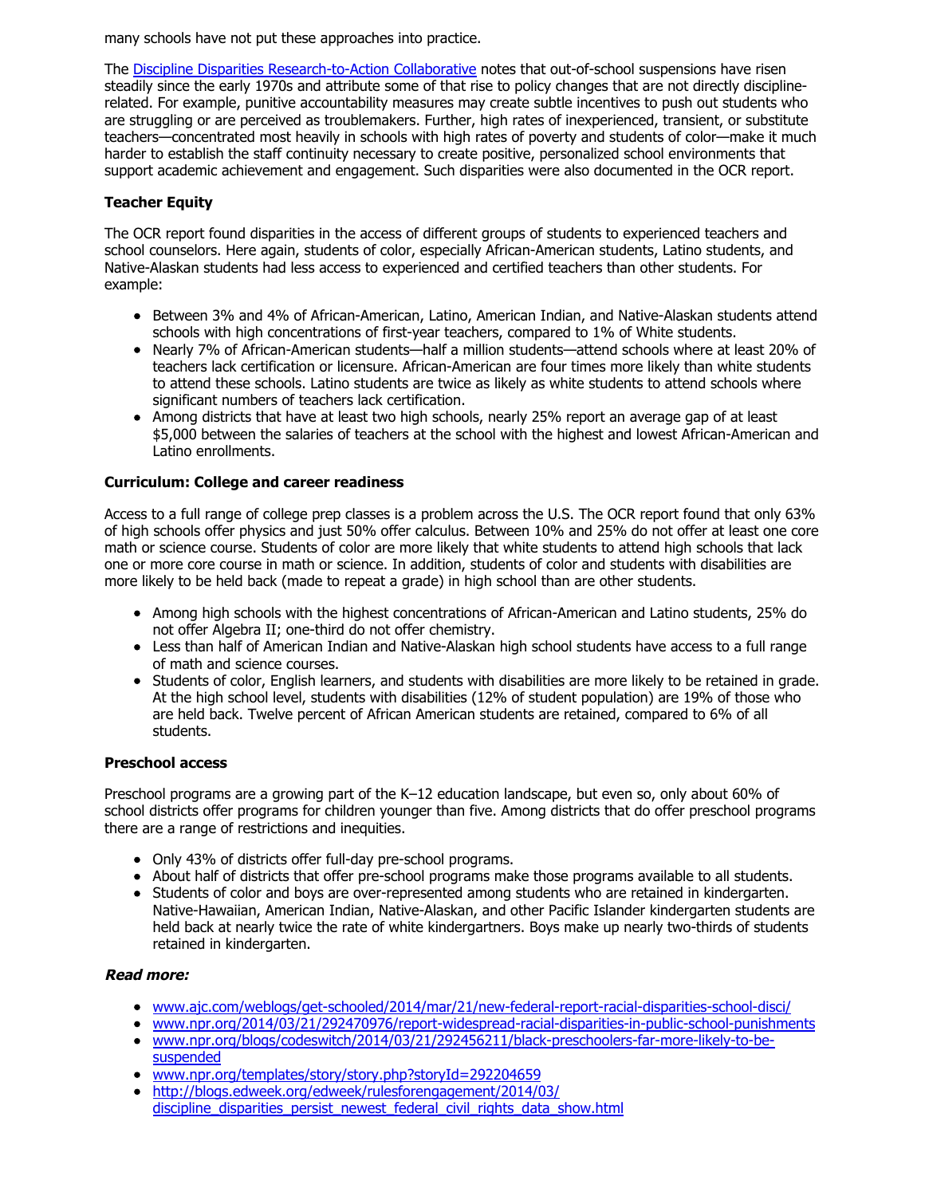many schools have not put these approaches into practice.

The [Discipline Disparities Research-to-Action Collaborative] notes that out-of-school suspensions have risen steadily since the early 1970s and attribute some of that rise to policy changes that are not directly discipline-related. For example, punitive accountability measures may create subtle incentives to push out students who are struggling or are perceived as troublemakers. Further, high rates of inexperienced, transient, or substitute teachers—concentrated most heavily in schools with high rates of poverty and students of color—make it much harder to establish the staff continuity necessary to create positive, personalized school environments that support academic achievement and engagement. Such disparities were also documented in the OCR report.

**Teacher Equity**

The OCR report found disparities in the access of different groups of students to experienced teachers and school counselors. Here again, students of color, especially African-American students, Latino students, and Native-Alaskan students had less access to experienced and certified teachers than other students. For example:

- Between 3% and 4% of African-American, Latino, American Indian, and Native-Alaskan students attend schools with high concentrations of first-year teachers, compared to 1% of White students.
- Nearly 7% of African-American students—half a million students—attend schools where at least 20% of teachers lack certification or licensure. African-American are four times more likely than white students to attend these schools. Latino students are twice as likely as white students to attend schools where significant numbers of teachers lack certification.
- Among districts that have at least two high schools, nearly 25% report an average gap of at least $5,000 between the salaries of teachers at the school with the highest and lowest African-American and Latino enrollments.

**Curriculum: College and career readiness**

Access to a full range of college prep classes is a problem across the U.S. The OCR report found that only 63% of high schools offer physics and just 50% offer calculus. Between 10% and 25% do not offer at least one core math or science course. Students of color are more likely that white students to attend high schools that lack one or more core course in math or science. In addition, students of color and students with disabilities are more likely to be held back (made to repeat a grade) in high school than are other students.

- Among high schools with the highest concentrations of African-American and Latino students, 25% do not offer Algebra II; one-third do not offer chemistry.
- Less than half of American Indian and Native-Alaskan high school students have access to a full range of math and science courses.
- Students of color, English learners, and students with disabilities are more likely to be retained in grade. At the high school level, students with disabilities (12% of student population) are 19% of those who are held back. Twelve percent of African American students are retained, compared to 6% of all students.

**Preschool access**

Preschool programs are a growing part of the K–12 education landscape, but even so, only about 60% of school districts offer programs for children younger than five. Among districts that do offer preschool programs there are a range of restrictions and inequities.

- Only 43% of districts offer full-day pre-school programs.
- About half of districts that offer pre-school programs make those programs available to all students.
- Students of color and boys are over-represented among students who are retained in kindergarten. Native-Hawaiian, American Indian, Native-Alaskan, and other Pacific Islander kindergarten students are held back at nearly twice the rate of white kindergartners. Boys make up nearly two-thirds of students retained in kindergarten.

***Read more:***

- www.ajc.com/weblogs/get-schooled/2014/mar/21/new-federal-report-racial-disparities-school-disci/
- www.npr.org/2014/03/21/292470976/report-widespread-racial-disparities-in-public-school-punishments
- www.npr.org/blogs/codeswitch/2014/03/21/292456211/black-preschoolers-far-more-likely-to-be-suspended
- www.npr.org/templates/story/story.php?storyId=292204659
- http://blogs.edweek.org/edweek/rulesforengagement/2014/03/discipline_disparities_persist_newest_federal_civil_rights_data_show.html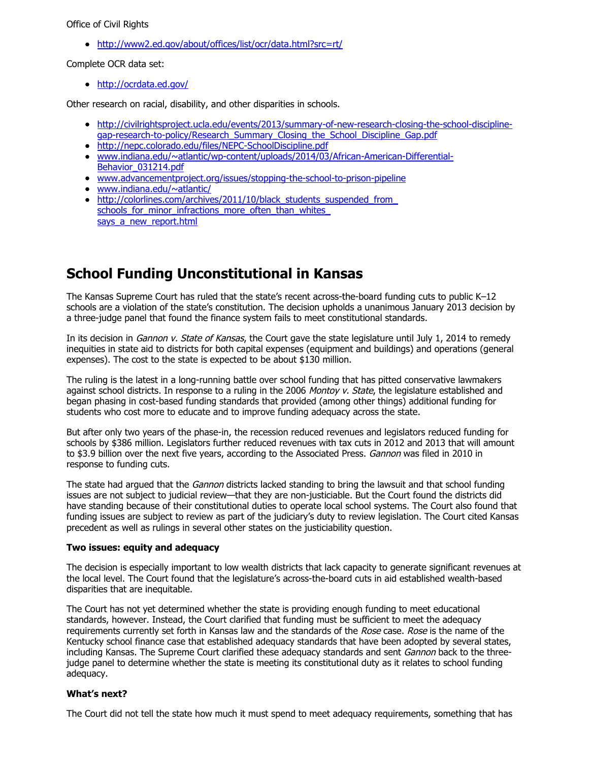Office of Civil Rights

- http://www2.ed.gov/about/offices/list/ocr/data.html?src=rt/

Complete OCR data set:

- http://ocrdata.ed.gov/

Other research on racial, disability, and other disparities in schools.

- http://civilrightsproject.ucla.edu/events/2013/summary-of-new-research-closing-the-school-discipline-gap-research-to-policy/Research_Summary_Closing_the_School_Discipline_Gap.pdf
- http://nepc.colorado.edu/files/NEPC-SchoolDiscipline.pdf
- www.indiana.edu/~atlantic/wp-content/uploads/2014/03/African-American-Differential-Behavior_031214.pdf
- www.advancementproject.org/issues/stopping-the-school-to-prison-pipeline
- www.indiana.edu/~atlantic/
- http://colorlines.com/archives/2011/10/black_students_suspended_from_schools_for_minor_infractions_more_often_than_whites_says_a_new_report.html

## School Funding Unconstitutional in Kansas

The Kansas Supreme Court has ruled that the state's recent across-the-board funding cuts to public K–12 schools are a violation of the state's constitution. The decision upholds a unanimous January 2013 decision by a three-judge panel that found the finance system fails to meet constitutional standards.

In its decision in *Gannon v. State of Kansas*, the Court gave the state legislature until July 1, 2014 to remedy inequities in state aid to districts for both capital expenses (equipment and buildings) and operations (general expenses). The cost to the state is expected to be about $130 million.

The ruling is the latest in a long-running battle over school funding that has pitted conservative lawmakers against school districts. In response to a ruling in the 2006 *Montoy v. State*, the legislature established and began phasing in cost-based funding standards that provided (among other things) additional funding for students who cost more to educate and to improve funding adequacy across the state.

But after only two years of the phase-in, the recession reduced revenues and legislators reduced funding for schools by $386 million. Legislators further reduced revenues with tax cuts in 2012 and 2013 that will amount to $3.9 billion over the next five years, according to the Associated Press. *Gannon* was filed in 2010 in response to funding cuts.

The state had argued that the *Gannon* districts lacked standing to bring the lawsuit and that school funding issues are not subject to judicial review—that they are non-justiciable. But the Court found the districts did have standing because of their constitutional duties to operate local school systems. The Court also found that funding issues are subject to review as part of the judiciary's duty to review legislation. The Court cited Kansas precedent as well as rulings in several other states on the justiciability question.

**Two issues: equity and adequacy**

The decision is especially important to low wealth districts that lack capacity to generate significant revenues at the local level. The Court found that the legislature's across-the-board cuts in aid established wealth-based disparities that are inequitable.

The Court has not yet determined whether the state is providing enough funding to meet educational standards, however. Instead, the Court clarified that funding must be sufficient to meet the adequacy requirements currently set forth in Kansas law and the standards of the *Rose* case. *Rose* is the name of the Kentucky school finance case that established adequacy standards that have been adopted by several states, including Kansas. The Supreme Court clarified these adequacy standards and sent *Gannon* back to the three-judge panel to determine whether the state is meeting its constitutional duty as it relates to school funding adequacy.

**What's next?**

The Court did not tell the state how much it must spend to meet adequacy requirements, something that has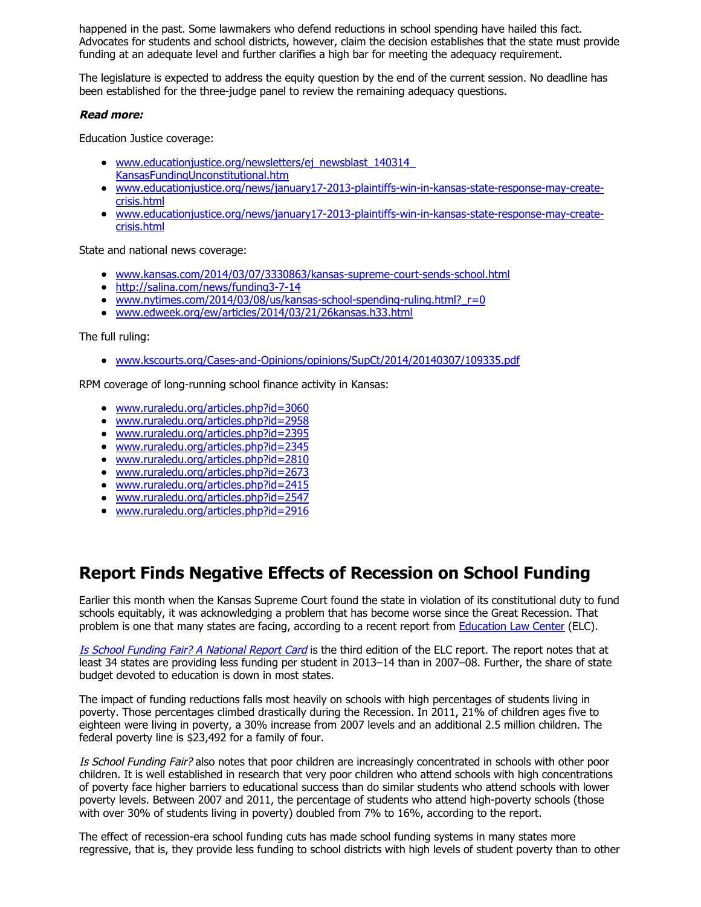happened in the past. Some lawmakers who defend reductions in school spending have hailed this fact. Advocates for students and school districts, however, claim the decision establishes that the state must provide funding at an adequate level and further clarifies a high bar for meeting the adequacy requirement.

The legislature is expected to address the equity question by the end of the current session. No deadline has been established for the three-judge panel to review the remaining adequacy questions.

***Read more:***

Education Justice coverage:

- [www.educationjustice.org/newsletters/ej_newsblast_140314_KansasFundingUnconstitutional.htm](www.educationjustice.org/newsletters/ej_newsblast_140314_KansasFundingUnconstitutional.htm)
- [www.educationjustice.org/news/january17-2013-plaintiffs-win-in-kansas-state-response-may-create-crisis.html](www.educationjustice.org/news/january17-2013-plaintiffs-win-in-kansas-state-response-may-create-crisis.html)
- [www.educationjustice.org/news/january17-2013-plaintiffs-win-in-kansas-state-response-may-create-crisis.html](www.educationjustice.org/news/january17-2013-plaintiffs-win-in-kansas-state-response-may-create-crisis.html)

State and national news coverage:

- [www.kansas.com/2014/03/07/3330863/kansas-supreme-court-sends-school.html](www.kansas.com/2014/03/07/3330863/kansas-supreme-court-sends-school.html)
- [http://salina.com/news/funding3-7-14](http://salina.com/news/funding3-7-14)
- [www.nytimes.com/2014/03/08/us/kansas-school-spending-ruling.html?_r=0](www.nytimes.com/2014/03/08/us/kansas-school-spending-ruling.html?_r=0)
- [www.edweek.org/ew/articles/2014/03/21/26kansas.h33.html](www.edweek.org/ew/articles/2014/03/21/26kansas.h33.html)

The full ruling:

- [www.kscourts.org/Cases-and-Opinions/opinions/SupCt/2014/20140307/109335.pdf](www.kscourts.org/Cases-and-Opinions/opinions/SupCt/2014/20140307/109335.pdf)

RPM coverage of long-running school finance activity in Kansas:

- [www.ruraledu.org/articles.php?id=3060](www.ruraledu.org/articles.php?id=3060)
- [www.ruraledu.org/articles.php?id=2958](www.ruraledu.org/articles.php?id=2958)
- [www.ruraledu.org/articles.php?id=2395](www.ruraledu.org/articles.php?id=2395)
- [www.ruraledu.org/articles.php?id=2345](www.ruraledu.org/articles.php?id=2345)
- [www.ruraledu.org/articles.php?id=2810](www.ruraledu.org/articles.php?id=2810)
- [www.ruraledu.org/articles.php?id=2673](www.ruraledu.org/articles.php?id=2673)
- [www.ruraledu.org/articles.php?id=2415](www.ruraledu.org/articles.php?id=2415)
- [www.ruraledu.org/articles.php?id=2547](www.ruraledu.org/articles.php?id=2547)
- [www.ruraledu.org/articles.php?id=2916](www.ruraledu.org/articles.php?id=2916)

# Report Finds Negative Effects of Recession on School Funding

Earlier this month when the Kansas Supreme Court found the state in violation of its constitutional duty to fund schools equitably, it was acknowledging a problem that has become worse since the Great Recession. That problem is one that many states are facing, according to a recent report from Education Law Center (ELC).

*Is School Funding Fair? A National Report Card* is the third edition of the ELC report. The report notes that at least 34 states are providing less funding per student in 2013–14 than in 2007–08. Further, the share of state budget devoted to education is down in most states.

The impact of funding reductions falls most heavily on schools with high percentages of students living in poverty. Those percentages climbed drastically during the Recession. In 2011, 21% of children ages five to eighteen were living in poverty, a 30% increase from 2007 levels and an additional 2.5 million children. The federal poverty line is $23,492 for a family of four.

*Is School Funding Fair?* also notes that poor children are increasingly concentrated in schools with other poor children. It is well established in research that very poor children who attend schools with high concentrations of poverty face higher barriers to educational success than do similar students who attend schools with lower poverty levels. Between 2007 and 2011, the percentage of students who attend high-poverty schools (those with over 30% of students living in poverty) doubled from 7% to 16%, according to the report.

The effect of recession-era school funding cuts has made school funding systems in many states more regressive, that is, they provide less funding to school districts with high levels of student poverty than to other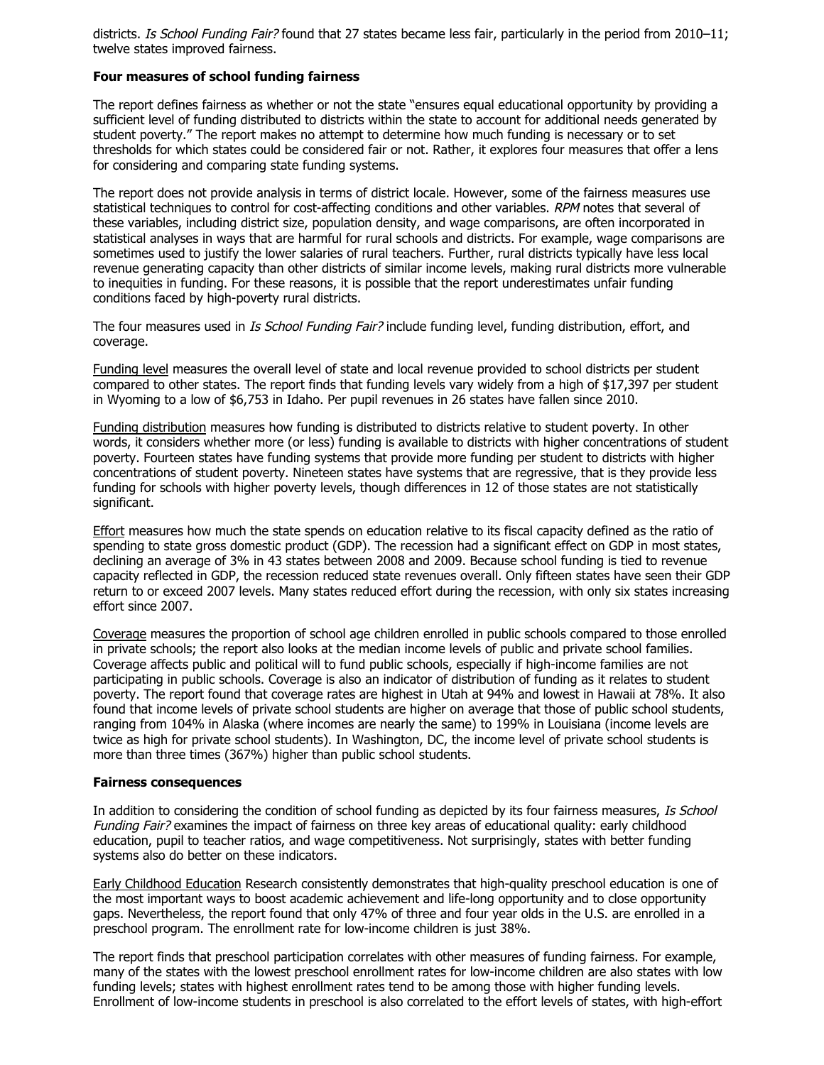districts. *Is School Funding Fair?* found that 27 states became less fair, particularly in the period from 2010–11; twelve states improved fairness.

**Four measures of school funding fairness**

The report defines fairness as whether or not the state "ensures equal educational opportunity by providing a sufficient level of funding distributed to districts within the state to account for additional needs generated by student poverty." The report makes no attempt to determine how much funding is necessary or to set thresholds for which states could be considered fair or not. Rather, it explores four measures that offer a lens for considering and comparing state funding systems.

The report does not provide analysis in terms of district locale. However, some of the fairness measures use statistical techniques to control for cost-affecting conditions and other variables. *RPM* notes that several of these variables, including district size, population density, and wage comparisons, are often incorporated in statistical analyses in ways that are harmful for rural schools and districts. For example, wage comparisons are sometimes used to justify the lower salaries of rural teachers. Further, rural districts typically have less local revenue generating capacity than other districts of similar income levels, making rural districts more vulnerable to inequities in funding. For these reasons, it is possible that the report underestimates unfair funding conditions faced by high-poverty rural districts.

The four measures used in *Is School Funding Fair?* include funding level, funding distribution, effort, and coverage.

Funding level measures the overall level of state and local revenue provided to school districts per student compared to other states. The report finds that funding levels vary widely from a high of $17,397 per student in Wyoming to a low of $6,753 in Idaho. Per pupil revenues in 26 states have fallen since 2010.

Funding distribution measures how funding is distributed to districts relative to student poverty. In other words, it considers whether more (or less) funding is available to districts with higher concentrations of student poverty. Fourteen states have funding systems that provide more funding per student to districts with higher concentrations of student poverty. Nineteen states have systems that are regressive, that is they provide less funding for schools with higher poverty levels, though differences in 12 of those states are not statistically significant.

Effort measures how much the state spends on education relative to its fiscal capacity defined as the ratio of spending to state gross domestic product (GDP). The recession had a significant effect on GDP in most states, declining an average of 3% in 43 states between 2008 and 2009. Because school funding is tied to revenue capacity reflected in GDP, the recession reduced state revenues overall. Only fifteen states have seen their GDP return to or exceed 2007 levels. Many states reduced effort during the recession, with only six states increasing effort since 2007.

Coverage measures the proportion of school age children enrolled in public schools compared to those enrolled in private schools; the report also looks at the median income levels of public and private school families. Coverage affects public and political will to fund public schools, especially if high-income families are not participating in public schools. Coverage is also an indicator of distribution of funding as it relates to student poverty. The report found that coverage rates are highest in Utah at 94% and lowest in Hawaii at 78%. It also found that income levels of private school students are higher on average that those of public school students, ranging from 104% in Alaska (where incomes are nearly the same) to 199% in Louisiana (income levels are twice as high for private school students). In Washington, DC, the income level of private school students is more than three times (367%) higher than public school students.

**Fairness consequences**

In addition to considering the condition of school funding as depicted by its four fairness measures, *Is School Funding Fair?* examines the impact of fairness on three key areas of educational quality: early childhood education, pupil to teacher ratios, and wage competitiveness. Not surprisingly, states with better funding systems also do better on these indicators.

Early Childhood Education Research consistently demonstrates that high-quality preschool education is one of the most important ways to boost academic achievement and life-long opportunity and to close opportunity gaps. Nevertheless, the report found that only 47% of three and four year olds in the U.S. are enrolled in a preschool program. The enrollment rate for low-income children is just 38%.

The report finds that preschool participation correlates with other measures of funding fairness. For example, many of the states with the lowest preschool enrollment rates for low-income children are also states with low funding levels; states with highest enrollment rates tend to be among those with higher funding levels. Enrollment of low-income students in preschool is also correlated to the effort levels of states, with high-effort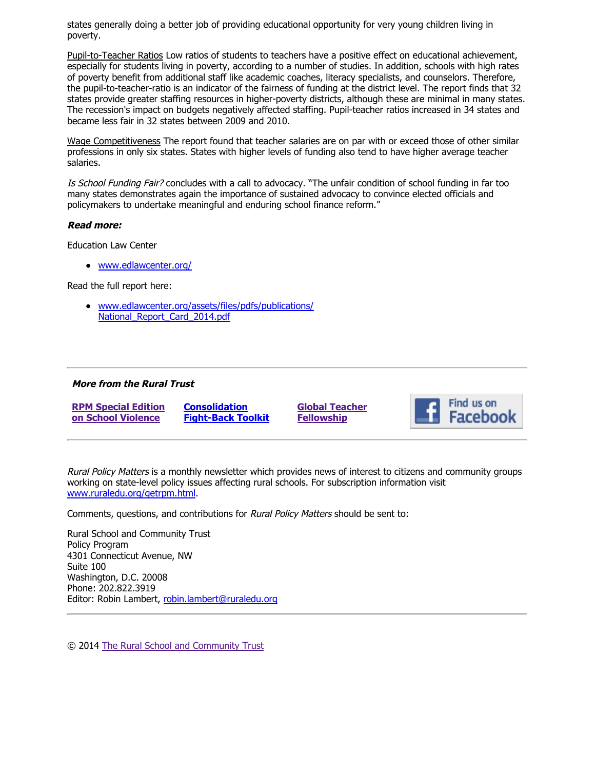states generally doing a better job of providing educational opportunity for very young children living in poverty.

Pupil-to-Teacher Ratios Low ratios of students to teachers have a positive effect on educational achievement, especially for students living in poverty, according to a number of studies. In addition, schools with high rates of poverty benefit from additional staff like academic coaches, literacy specialists, and counselors. Therefore, the pupil-to-teacher-ratio is an indicator of the fairness of funding at the district level. The report finds that 32 states provide greater staffing resources in higher-poverty districts, although these are minimal in many states. The recession's impact on budgets negatively affected staffing. Pupil-teacher ratios increased in 34 states and became less fair in 32 states between 2009 and 2010.

Wage Competitiveness The report found that teacher salaries are on par with or exceed those of other similar professions in only six states. States with higher levels of funding also tend to have higher average teacher salaries.

*Is School Funding Fair?* concludes with a call to advocacy. "The unfair condition of school funding in far too many states demonstrates again the importance of sustained advocacy to convince elected officials and policymakers to undertake meaningful and enduring school finance reform."

***Read more:***

Education Law Center

- www.edlawcenter.org/

Read the full report here:

- www.edlawcenter.org/assets/files/pdfs/publications/National_Report_Card_2014.pdf

---

***More from the Rural Trust***

**RPM Special Edition on School Violence**

**Consolidation Fight-Back Toolkit**

**Global Teacher Fellowship**

Find us on Facebook

---

*Rural Policy Matters* is a monthly newsletter which provides news of interest to citizens and community groups working on state-level policy issues affecting rural schools. For subscription information visit www.ruraledu.org/getrpm.html.

Comments, questions, and contributions for *Rural Policy Matters* should be sent to:

Rural School and Community Trust
Policy Program
4301 Connecticut Avenue, NW
Suite 100
Washington, D.C. 20008
Phone: 202.822.3919
Editor: Robin Lambert, robin.lambert@ruraledu.org

---

© 2014 The Rural School and Community Trust